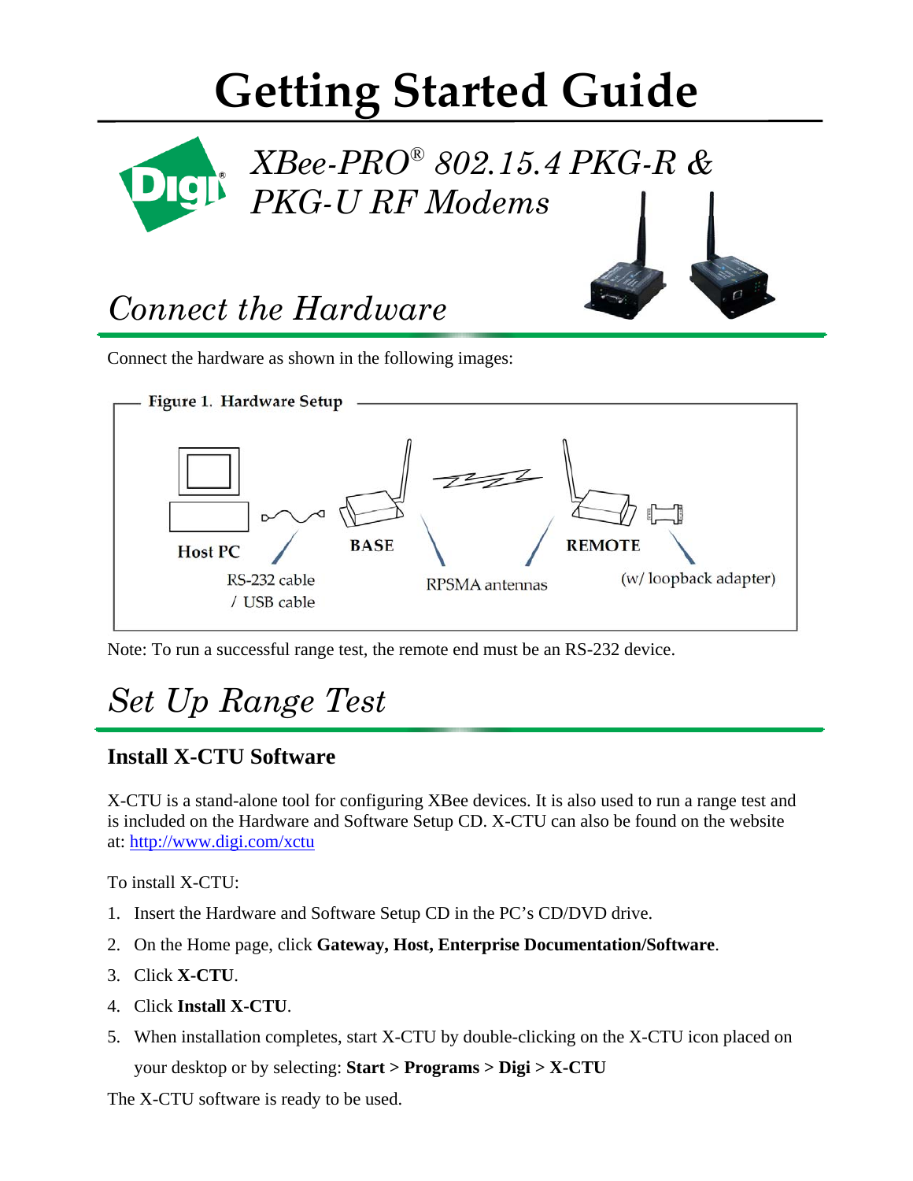# Getting Started Guide

## *XBee-PRO® 802.15.4 PKG-R & PKG-U RF Modems*

## *Connect the Hardware*

Connect the hardware as shown in the following images:

Figure 1. Hardware Setup

Host PC | RS-232 cable / USB cable | BASE | RPSMA antennas | REMOTE | (w/ loopback adapter)

Note: To run a successful range test, the remote end must be an RS-232 device.

## *Set Up Range Test*

### Install X-CTU Software

X-CTU is a stand-alone tool for configuring XBee devices. It is also used to run a range test and is included on the Hardware and Software Setup CD. X-CTU can also be found on the website at: http://www.digi.com/xctu

To install X-CTU:

1. Insert the Hardware and Software Setup CD in the PC's CD/DVD drive.
2. On the Home page, click **Gateway, Host, Enterprise Documentation/Software**.
3. Click **X-CTU**.
4. Click **Install X-CTU**.
5. When installation completes, start X-CTU by double-clicking on the X-CTU icon placed on your desktop or by selecting: **Start > Programs > Digi > X-CTU**

The X-CTU software is ready to be used.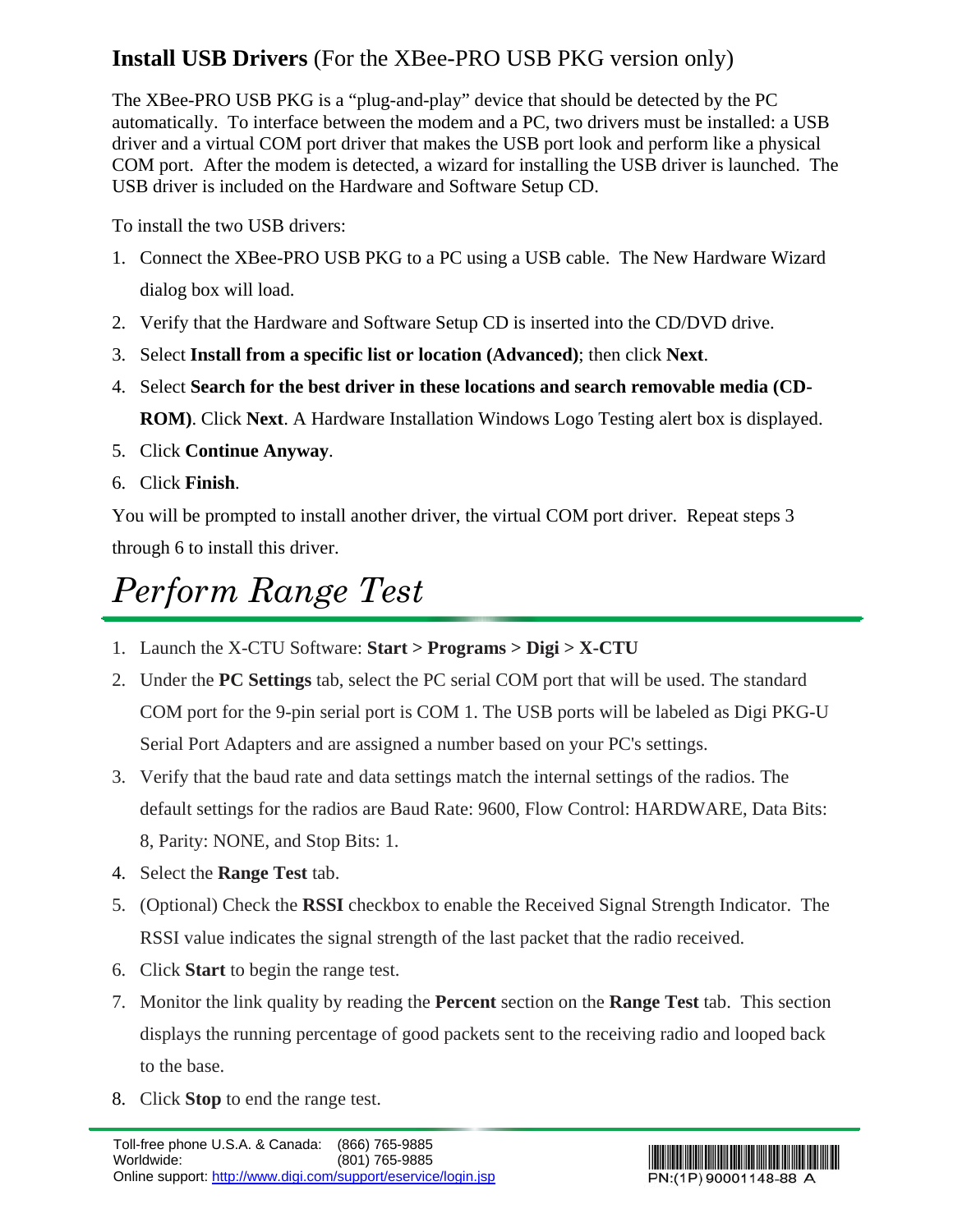## **Install USB Drivers** (For the XBee-PRO USB PKG version only)

The XBee-PRO USB PKG is a "plug-and-play" device that should be detected by the PC automatically. To interface between the modem and a PC, two drivers must be installed: a USB driver and a virtual COM port driver that makes the USB port look and perform like a physical COM port. After the modem is detected, a wizard for installing the USB driver is launched. The USB driver is included on the Hardware and Software Setup CD.

To install the two USB drivers:

1. Connect the XBee-PRO USB PKG to a PC using a USB cable. The New Hardware Wizard dialog box will load.
2. Verify that the Hardware and Software Setup CD is inserted into the CD/DVD drive.
3. Select **Install from a specific list or location (Advanced)**; then click **Next**.
4. Select **Search for the best driver in these locations and search removable media (CD-ROM)**. Click **Next**. A Hardware Installation Windows Logo Testing alert box is displayed.
5. Click **Continue Anyway**.
6. Click **Finish**.

You will be prompted to install another driver, the virtual COM port driver. Repeat steps 3 through 6 to install this driver.

# *Perform Range Test*

1. Launch the X-CTU Software: **Start > Programs > Digi > X-CTU**
2. Under the **PC Settings** tab, select the PC serial COM port that will be used. The standard COM port for the 9-pin serial port is COM 1. The USB ports will be labeled as Digi PKG-U Serial Port Adapters and are assigned a number based on your PC's settings.
3. Verify that the baud rate and data settings match the internal settings of the radios. The default settings for the radios are Baud Rate: 9600, Flow Control: HARDWARE, Data Bits: 8, Parity: NONE, and Stop Bits: 1.
4. Select the **Range Test** tab.
5. (Optional) Check the **RSSI** checkbox to enable the Received Signal Strength Indicator. The RSSI value indicates the signal strength of the last packet that the radio received.
6. Click **Start** to begin the range test.
7. Monitor the link quality by reading the **Percent** section on the **Range Test** tab. This section displays the running percentage of good packets sent to the receiving radio and looped back to the base.
8. Click **Stop** to end the range test.

Toll-free phone U.S.A. & Canada: (866) 765-9885
Worldwide: (801) 765-9885
Online support: http://www.digi.com/support/eservice/login.jsp

PN:(1P) 90001148-88 A